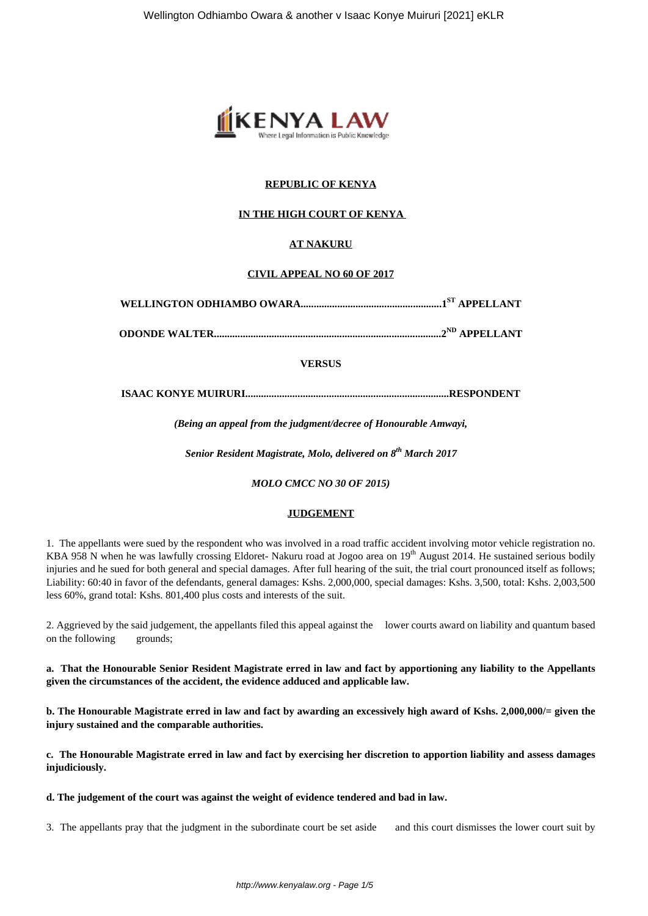**REPUBLIC OF KENYA**

**IN THE HIGH COURT OF KENYA**

**AT NAKURU**

**CIVIL APPEAL NO 60 OF 2017**

**WELLINGTON ODHIAMBO OWARA.....................................................1[ST] APPELLANT**

**ODONDE WALTER.....................................................................................2[ND] APPELLANT**

**VERSUS**

**ISAAC KONYE MUIRURI............................................................................RESPONDENT**

*(Being an appeal from the judgment/decree of Honourable Amwayi,*

*Senior Resident Magistrate, Molo, delivered on 8[th] March 2017*

*MOLO CMCC NO 30 OF 2015)*

**JUDGEMENT**

1. The appellants were sued by the respondent who was involved in a road traffic accident involving motor vehicle registration no. KBA 958 N when he was lawfully crossing Eldoret- Nakuru road at Jogoo area on 19[th] August 2014. He sustained serious bodily injuries and he sued for both general and special damages. After full hearing of the suit, the trial court pronounced itself as follows; Liability: 60:40 in favor of the defendants, general damages: Kshs. 2,000,000, special damages: Kshs. 3,500, total: Kshs. 2,003,500 less 60%, grand total: Kshs. 801,400 plus costs and interests of the suit.

2. Aggrieved by the said judgement, the appellants filed this appeal against the lower courts award on liability and quantum based on the following grounds;

**a. That the Honourable Senior Resident Magistrate erred in law and fact by apportioning any liability to the Appellants given the circumstances of the accident, the evidence adduced and applicable law.**

**b. The Honourable Magistrate erred in law and fact by awarding an excessively high award of Kshs. 2,000,000/= given the injury sustained and the comparable authorities.**

**c. The Honourable Magistrate erred in law and fact by exercising her discretion to apportion liability and assess damages injudiciously.**

**d. The judgement of the court was against the weight of evidence tendered and bad in law.**

3. The appellants pray that the judgment in the subordinate court be set aside and this court dismisses the lower court suit by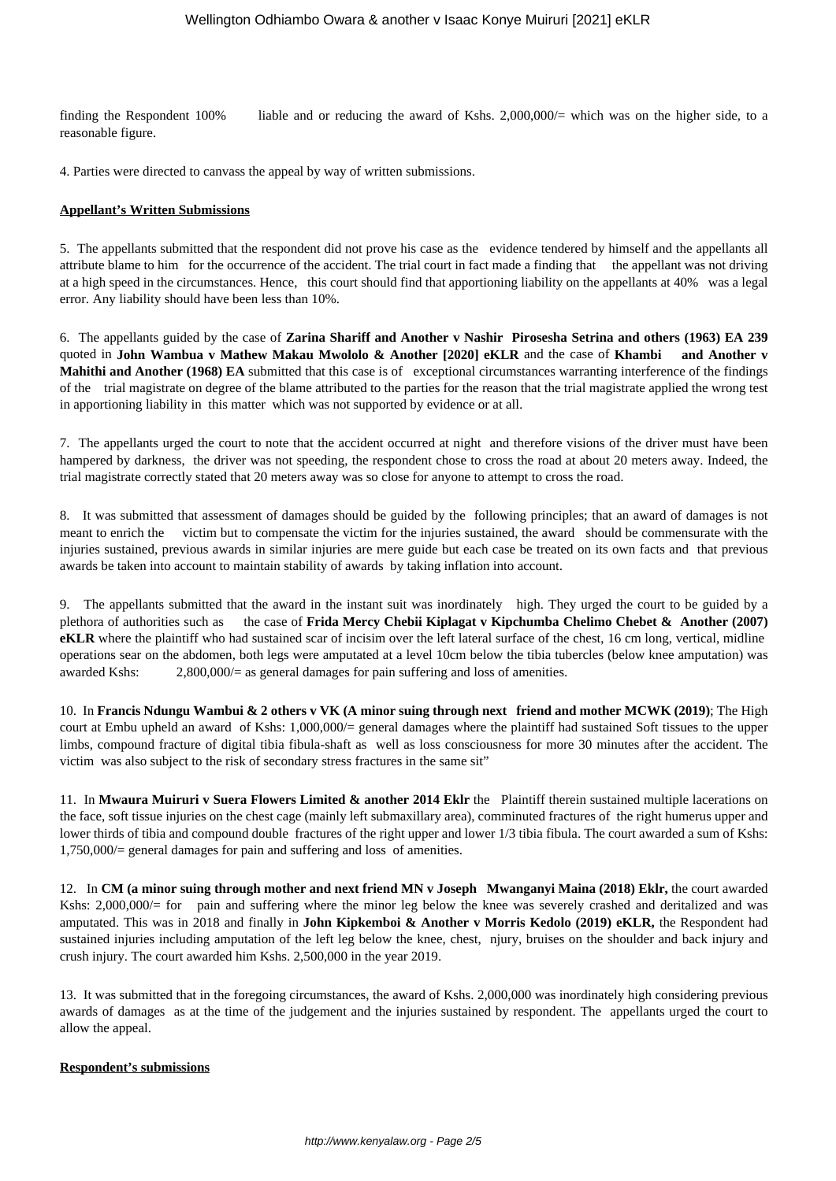finding the Respondent 100% liable and or reducing the award of Kshs. 2,000,000/= which was on the higher side, to a reasonable figure.

4. Parties were directed to canvass the appeal by way of written submissions.

**Appellant's Written Submissions**

5. The appellants submitted that the respondent did not prove his case as the evidence tendered by himself and the appellants all attribute blame to him for the occurrence of the accident. The trial court in fact made a finding that the appellant was not driving at a high speed in the circumstances. Hence, this court should find that apportioning liability on the appellants at 40% was a legal error. Any liability should have been less than 10%.

6. The appellants guided by the case of **Zarina Shariff and Another v Nashir Pirosesha Setrina and others (1963) EA 239** quoted in **John Wambua v Mathew Makau Mwololo & Another [2020] eKLR** and the case of **Khambi and Another v Mahithi and Another (1968) EA** submitted that this case is of exceptional circumstances warranting interference of the findings of the trial magistrate on degree of the blame attributed to the parties for the reason that the trial magistrate applied the wrong test in apportioning liability in this matter which was not supported by evidence or at all.

7. The appellants urged the court to note that the accident occurred at night and therefore visions of the driver must have been hampered by darkness, the driver was not speeding, the respondent chose to cross the road at about 20 meters away. Indeed, the trial magistrate correctly stated that 20 meters away was so close for anyone to attempt to cross the road.

8. It was submitted that assessment of damages should be guided by the following principles; that an award of damages is not meant to enrich the victim but to compensate the victim for the injuries sustained, the award should be commensurate with the injuries sustained, previous awards in similar injuries are mere guide but each case be treated on its own facts and that previous awards be taken into account to maintain stability of awards by taking inflation into account.

9. The appellants submitted that the award in the instant suit was inordinately high. They urged the court to be guided by a plethora of authorities such as the case of **Frida Mercy Chebii Kiplagat v Kipchumba Chelimo Chebet & Another (2007) eKLR** where the plaintiff who had sustained scar of incisim over the left lateral surface of the chest, 16 cm long, vertical, midline operations sear on the abdomen, both legs were amputated at a level 10cm below the tibia tubercles (below knee amputation) was awarded Kshs: 2,800,000/= as general damages for pain suffering and loss of amenities.

10. In **Francis Ndungu Wambui & 2 others v VK (A minor suing through next friend and mother MCWK (2019)**; The High court at Embu upheld an award of Kshs: 1,000,000/= general damages where the plaintiff had sustained Soft tissues to the upper limbs, compound fracture of digital tibia fibula-shaft as well as loss consciousness for more 30 minutes after the accident. The victim was also subject to the risk of secondary stress fractures in the same sit"

11. In **Mwaura Muiruri v Suera Flowers Limited & another 2014 Eklr** the Plaintiff therein sustained multiple lacerations on the face, soft tissue injuries on the chest cage (mainly left submaxillary area), comminuted fractures of the right humerus upper and lower thirds of tibia and compound double fractures of the right upper and lower 1/3 tibia fibula. The court awarded a sum of Kshs: 1,750,000/= general damages for pain and suffering and loss of amenities.

12. In **CM (a minor suing through mother and next friend MN v Joseph Mwanganyi Maina (2018) Eklr,** the court awarded Kshs: 2,000,000/= for pain and suffering where the minor leg below the knee was severely crashed and deritalized and was amputated. This was in 2018 and finally in **John Kipkemboi & Another v Morris Kedolo (2019) eKLR,** the Respondent had sustained injuries including amputation of the left leg below the knee, chest, njury, bruises on the shoulder and back injury and crush injury. The court awarded him Kshs. 2,500,000 in the year 2019.

13. It was submitted that in the foregoing circumstances, the award of Kshs. 2,000,000 was inordinately high considering previous awards of damages as at the time of the judgement and the injuries sustained by respondent. The appellants urged the court to allow the appeal.

**Respondent's submissions**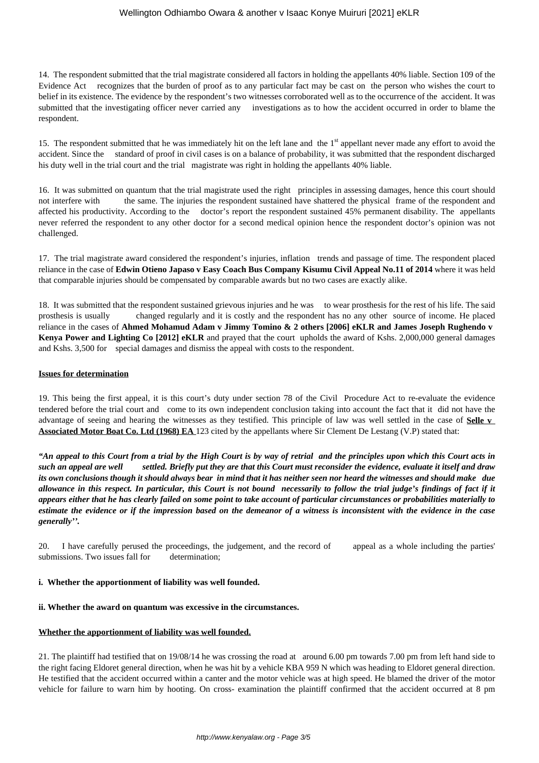14. The respondent submitted that the trial magistrate considered all factors in holding the appellants 40% liable. Section 109 of the Evidence Act recognizes that the burden of proof as to any particular fact may be cast on the person who wishes the court to belief in its existence. The evidence by the respondent's two witnesses corroborated well as to the occurrence of the accident. It was submitted that the investigating officer never carried any investigations as to how the accident occurred in order to blame the respondent.

15. The respondent submitted that he was immediately hit on the left lane and the 1st appellant never made any effort to avoid the accident. Since the standard of proof in civil cases is on a balance of probability, it was submitted that the respondent discharged his duty well in the trial court and the trial magistrate was right in holding the appellants 40% liable.

16. It was submitted on quantum that the trial magistrate used the right principles in assessing damages, hence this court should not interfere with the same. The injuries the respondent sustained have shattered the physical frame of the respondent and affected his productivity. According to the doctor's report the respondent sustained 45% permanent disability. The appellants never referred the respondent to any other doctor for a second medical opinion hence the respondent doctor's opinion was not challenged.

17. The trial magistrate award considered the respondent's injuries, inflation trends and passage of time. The respondent placed reliance in the case of **Edwin Otieno Japaso v Easy Coach Bus Company Kisumu Civil Appeal No.11 of 2014** where it was held that comparable injuries should be compensated by comparable awards but no two cases are exactly alike.

18. It was submitted that the respondent sustained grievous injuries and he was to wear prosthesis for the rest of his life. The said prosthesis is usually changed regularly and it is costly and the respondent has no any other source of income. He placed reliance in the cases of **Ahmed Mohamud Adam v Jimmy Tomino & 2 others [2006] eKLR and James Joseph Rughendo v Kenya Power and Lighting Co [2012] eKLR** and prayed that the court upholds the award of Kshs. 2,000,000 general damages and Kshs. 3,500 for special damages and dismiss the appeal with costs to the respondent.

**Issues for determination**

19. This being the first appeal, it is this court's duty under section 78 of the Civil Procedure Act to re-evaluate the evidence tendered before the trial court and come to its own independent conclusion taking into account the fact that it did not have the advantage of seeing and hearing the witnesses as they testified. This principle of law was well settled in the case of **Selle v Associated Motor Boat Co. Ltd (1968) EA** 123 cited by the appellants where Sir Clement De Lestang (V.P) stated that:

***"An appeal to this Court from a trial by the High Court is by way of retrial and the principles upon which this Court acts in such an appeal are well settled. Briefly put they are that this Court must reconsider the evidence, evaluate it itself and draw its own conclusions though it should always bear in mind that it has neither seen nor heard the witnesses and should make due allowance in this respect. In particular, this Court is not bound necessarily to follow the trial judge's findings of fact if it appears either that he has clearly failed on some point to take account of particular circumstances or probabilities materially to estimate the evidence or if the impression based on the demeanor of a witness is inconsistent with the evidence in the case generally''.***

20. I have carefully perused the proceedings, the judgement, and the record of appeal as a whole including the parties' submissions. Two issues fall for determination;

**i. Whether the apportionment of liability was well founded.**

**ii. Whether the award on quantum was excessive in the circumstances.**

**Whether the apportionment of liability was well founded.**

21. The plaintiff had testified that on 19/08/14 he was crossing the road at around 6.00 pm towards 7.00 pm from left hand side to the right facing Eldoret general direction, when he was hit by a vehicle KBA 959 N which was heading to Eldoret general direction. He testified that the accident occurred within a canter and the motor vehicle was at high speed. He blamed the driver of the motor vehicle for failure to warn him by hooting. On cross- examination the plaintiff confirmed that the accident occurred at 8 pm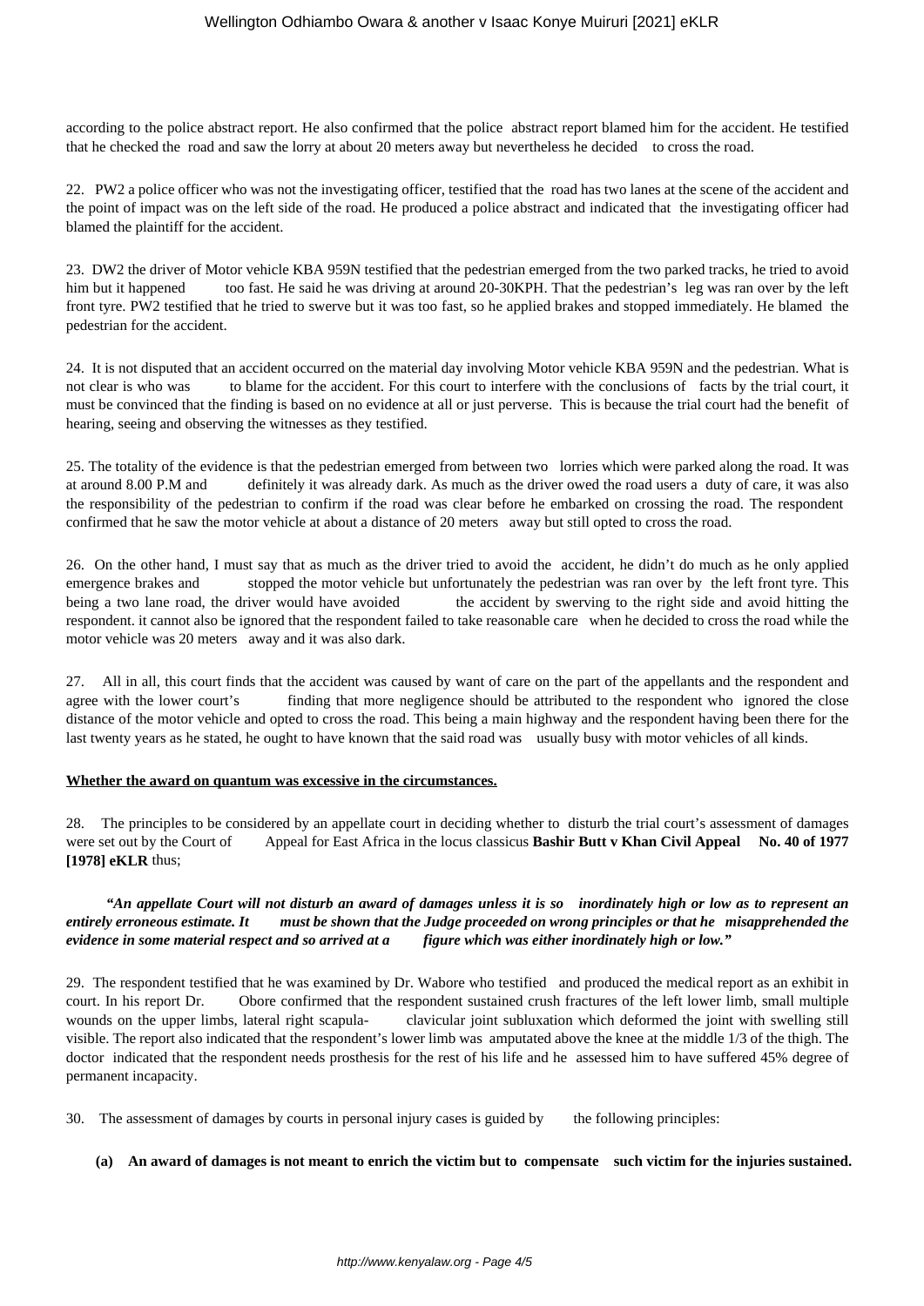according to the police abstract report. He also confirmed that the police abstract report blamed him for the accident. He testified that he checked the road and saw the lorry at about 20 meters away but nevertheless he decided to cross the road.

22. PW2 a police officer who was not the investigating officer, testified that the road has two lanes at the scene of the accident and the point of impact was on the left side of the road. He produced a police abstract and indicated that the investigating officer had blamed the plaintiff for the accident.

23. DW2 the driver of Motor vehicle KBA 959N testified that the pedestrian emerged from the two parked tracks, he tried to avoid him but it happened too fast. He said he was driving at around 20-30KPH. That the pedestrian's leg was ran over by the left front tyre. PW2 testified that he tried to swerve but it was too fast, so he applied brakes and stopped immediately. He blamed the pedestrian for the accident.

24. It is not disputed that an accident occurred on the material day involving Motor vehicle KBA 959N and the pedestrian. What is not clear is who was to blame for the accident. For this court to interfere with the conclusions of facts by the trial court, it must be convinced that the finding is based on no evidence at all or just perverse. This is because the trial court had the benefit of hearing, seeing and observing the witnesses as they testified.

25. The totality of the evidence is that the pedestrian emerged from between two lorries which were parked along the road. It was at around 8.00 P.M and definitely it was already dark. As much as the driver owed the road users a duty of care, it was also the responsibility of the pedestrian to confirm if the road was clear before he embarked on crossing the road. The respondent confirmed that he saw the motor vehicle at about a distance of 20 meters away but still opted to cross the road.

26. On the other hand, I must say that as much as the driver tried to avoid the accident, he didn't do much as he only applied emergence brakes and stopped the motor vehicle but unfortunately the pedestrian was ran over by the left front tyre. This being a two lane road, the driver would have avoided the accident by swerving to the right side and avoid hitting the respondent. it cannot also be ignored that the respondent failed to take reasonable care when he decided to cross the road while the motor vehicle was 20 meters away and it was also dark.

27. All in all, this court finds that the accident was caused by want of care on the part of the appellants and the respondent and agree with the lower court's finding that more negligence should be attributed to the respondent who ignored the close distance of the motor vehicle and opted to cross the road. This being a main highway and the respondent having been there for the last twenty years as he stated, he ought to have known that the said road was usually busy with motor vehicles of all kinds.

**Whether the award on quantum was excessive in the circumstances.**

28. The principles to be considered by an appellate court in deciding whether to disturb the trial court's assessment of damages were set out by the Court of Appeal for East Africa in the locus classicus **Bashir Butt v Khan Civil Appeal No. 40 of 1977 [1978] eKLR** thus;

> ***"An appellate Court will not disturb an award of damages unless it is so inordinately high or low as to represent an entirely erroneous estimate. It must be shown that the Judge proceeded on wrong principles or that he misapprehended the evidence in some material respect and so arrived at a figure which was either inordinately high or low."***

29. The respondent testified that he was examined by Dr. Wabore who testified and produced the medical report as an exhibit in court. In his report Dr. Obore confirmed that the respondent sustained crush fractures of the left lower limb, small multiple wounds on the upper limbs, lateral right scapula- clavicular joint subluxation which deformed the joint with swelling still visible. The report also indicated that the respondent's lower limb was amputated above the knee at the middle 1/3 of the thigh. The doctor indicated that the respondent needs prosthesis for the rest of his life and he assessed him to have suffered 45% degree of permanent incapacity.

30. The assessment of damages by courts in personal injury cases is guided by the following principles:

**(a) An award of damages is not meant to enrich the victim but to compensate such victim for the injuries sustained.**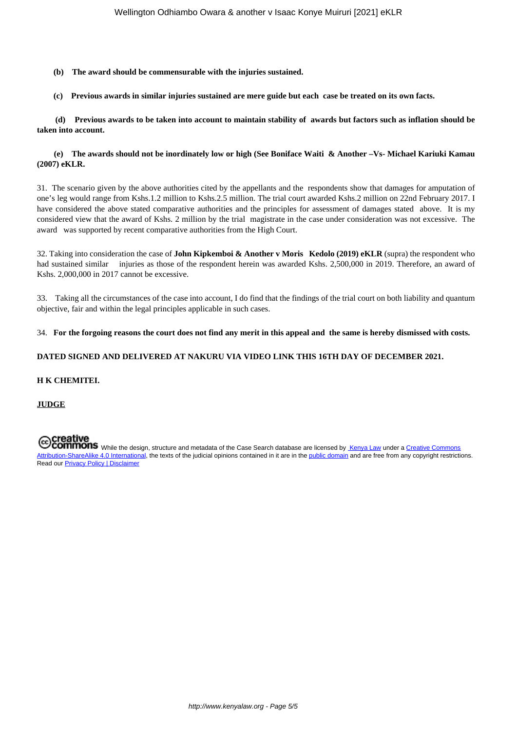**(b) The award should be commensurable with the injuries sustained.**

**(c) Previous awards in similar injuries sustained are mere guide but each case be treated on its own facts.**

**(d) Previous awards to be taken into account to maintain stability of awards but factors such as inflation should be taken into account.**

**(e) The awards should not be inordinately low or high (See Boniface Waiti & Another –Vs- Michael Kariuki Kamau (2007) eKLR.**

31. The scenario given by the above authorities cited by the appellants and the respondents show that damages for amputation of one's leg would range from Kshs.1.2 million to Kshs.2.5 million. The trial court awarded Kshs.2 million on 22nd February 2017. I have considered the above stated comparative authorities and the principles for assessment of damages stated above. It is my considered view that the award of Kshs. 2 million by the trial magistrate in the case under consideration was not excessive. The award was supported by recent comparative authorities from the High Court.

32. Taking into consideration the case of **John Kipkemboi & Another v Moris Kedolo (2019) eKLR** (supra) the respondent who had sustained similar injuries as those of the respondent herein was awarded Kshs. 2,500,000 in 2019. Therefore, an award of Kshs. 2,000,000 in 2017 cannot be excessive.

33. Taking all the circumstances of the case into account, I do find that the findings of the trial court on both liability and quantum objective, fair and within the legal principles applicable in such cases.

34. **For the forgoing reasons the court does not find any merit in this appeal and the same is hereby dismissed with costs.**

**DATED SIGNED AND DELIVERED AT NAKURU VIA VIDEO LINK THIS 16TH DAY OF DECEMBER 2021.**

**H K CHEMITEI.**

**JUDGE**

While the design, structure and metadata of the Case Search database are licensed by Kenya Law under a Creative Commons Attribution-ShareAlike 4.0 International, the texts of the judicial opinions contained in it are in the public domain and are free from any copyright restrictions. Read our Privacy Policy | Disclaimer